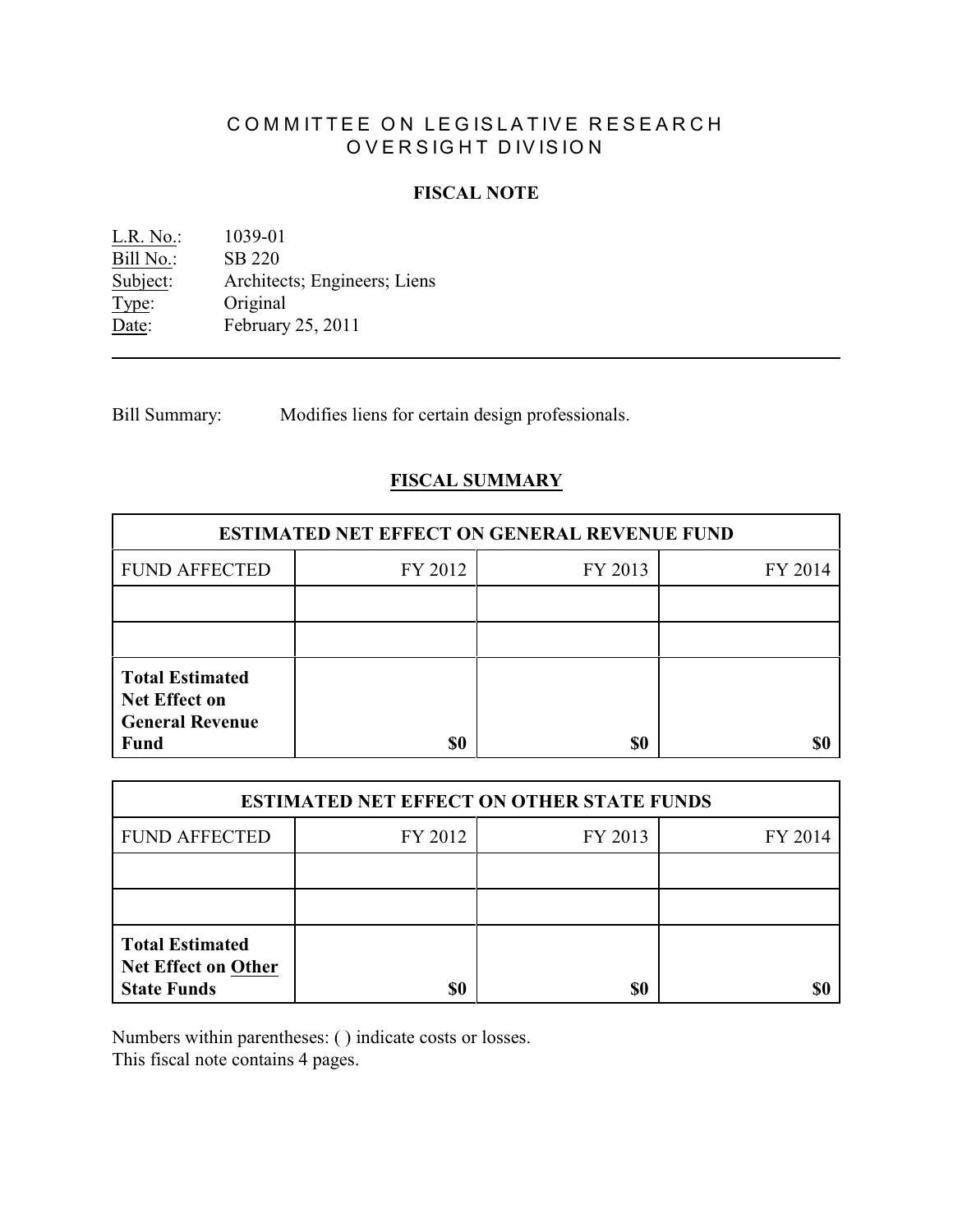# COMMITTEE ON LEGISLATIVE RESEARCH
# OVERSIGHT DIVISION

## FISCAL NOTE

L.R. No.: 1039-01
Bill No.: SB 220
Subject: Architects; Engineers; Liens
Type: Original
Date: February 25, 2011

Bill Summary: Modifies liens for certain design professionals.

## FISCAL SUMMARY

| ESTIMATED NET EFFECT ON GENERAL REVENUE FUND | | | |
|---|---|---|---|
| FUND AFFECTED | FY 2012 | FY 2013 | FY 2014 |
| | | | |
| | | | |
| **Total Estimated Net Effect on General Revenue Fund** | **$0** | **$0** | **$0** |

| ESTIMATED NET EFFECT ON OTHER STATE FUNDS | | | |
|---|---|---|---|
| FUND AFFECTED | FY 2012 | FY 2013 | FY 2014 |
| | | | |
| | | | |
| **Total Estimated Net Effect on Other State Funds** | **$0** | **$0** | **$0** |

Numbers within parentheses: ( ) indicate costs or losses.
This fiscal note contains 4 pages.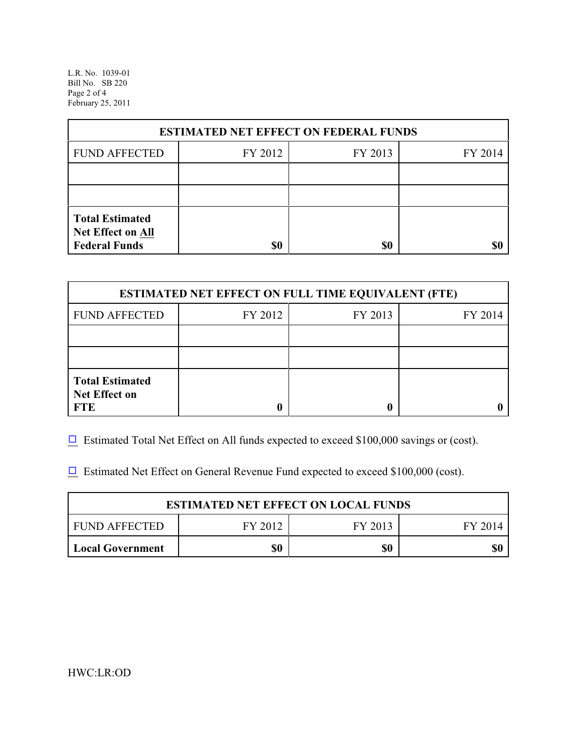| ESTIMATED NET EFFECT ON FEDERAL FUNDS | | | |
|---|---|---|---|
| FUND AFFECTED | FY 2012 | FY 2013 | FY 2014 |
| | | | |
| | | | |
| **Total Estimated Net Effect on All Federal Funds** | **$0** | **$0** | **$0** |

| ESTIMATED NET EFFECT ON FULL TIME EQUIVALENT (FTE) | | | |
|---|---|---|---|
| FUND AFFECTED | FY 2012 | FY 2013 | FY 2014 |
| | | | |
| | | | |
| **Total Estimated Net Effect on FTE** | **0** | **0** | **0** |

☐ Estimated Total Net Effect on All funds expected to exceed $100,000 savings or (cost).

☐ Estimated Net Effect on General Revenue Fund expected to exceed $100,000 (cost).

| ESTIMATED NET EFFECT ON LOCAL FUNDS | | | |
|---|---|---|---|
| FUND AFFECTED | FY 2012 | FY 2013 | FY 2014 |
| **Local Government** | **$0** | **$0** | **$0** |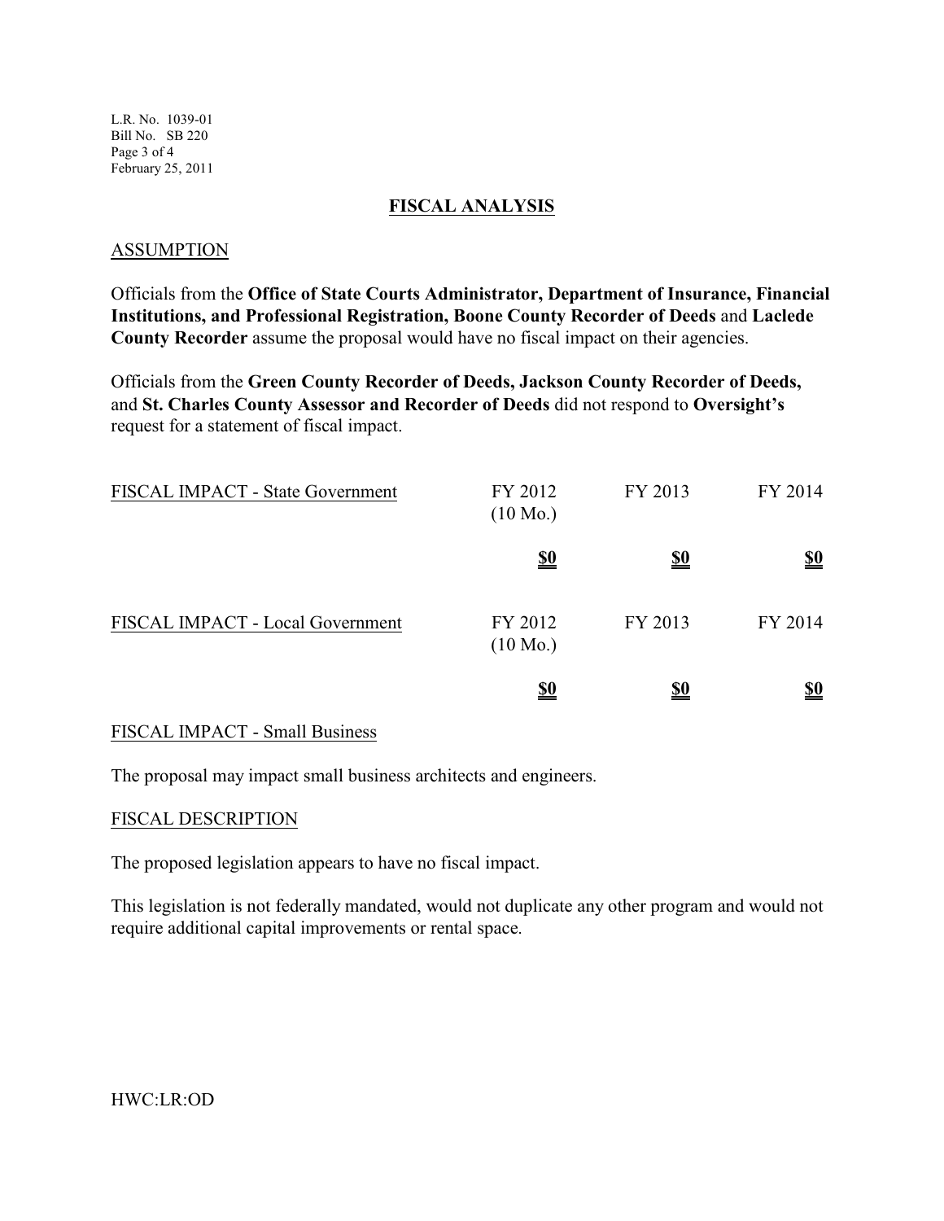## FISCAL ANALYSIS

### ASSUMPTION

Officials from the **Office of State Courts Administrator, Department of Insurance, Financial Institutions, and Professional Registration, Boone County Recorder of Deeds** and **Laclede County Recorder** assume the proposal would have no fiscal impact on their agencies.

Officials from the **Green County Recorder of Deeds, Jackson County Recorder of Deeds,** and **St. Charles County Assessor and Recorder of Deeds** did not respond to **Oversight's** request for a statement of fiscal impact.

| FISCAL IMPACT - State Government | FY 2012 (10 Mo.) | FY 2013 | FY 2014 |
|---|---|---|---|
| | **$0** | **$0** | **$0** |

| FISCAL IMPACT - Local Government | FY 2012 (10 Mo.) | FY 2013 | FY 2014 |
|---|---|---|---|
| | **$0** | **$0** | **$0** |

### FISCAL IMPACT - Small Business

The proposal may impact small business architects and engineers.

### FISCAL DESCRIPTION

The proposed legislation appears to have no fiscal impact.

This legislation is not federally mandated, would not duplicate any other program and would not require additional capital improvements or rental space.

HWC:LR:OD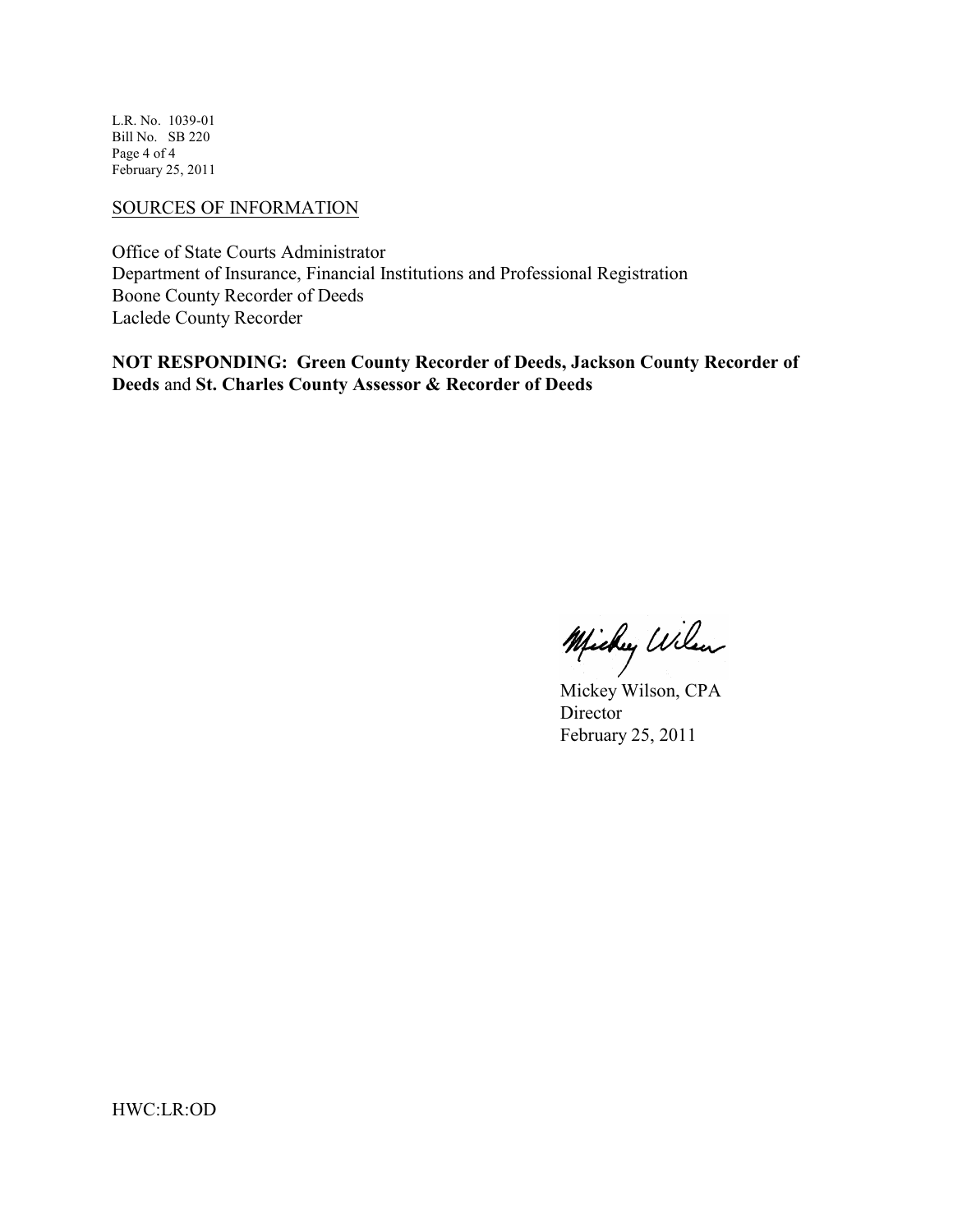## SOURCES OF INFORMATION

Office of State Courts Administrator
Department of Insurance, Financial Institutions and Professional Registration
Boone County Recorder of Deeds
Laclede County Recorder

**NOT RESPONDING: Green County Recorder of Deeds, Jackson County Recorder of Deeds** and **St. Charles County Assessor & Recorder of Deeds**

Mickey Wilson, CPA
Director
February 25, 2011

HWC:LR:OD